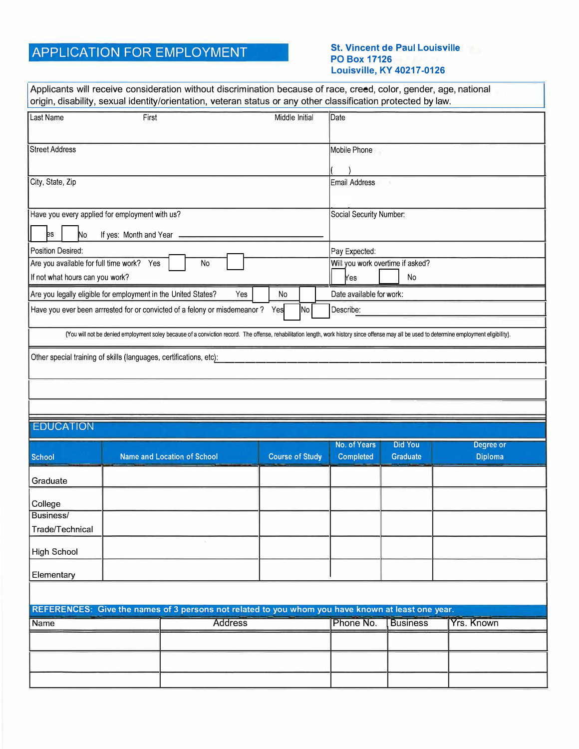# APPLICATION FOR EMPLOYMENT

**St. Vincent de Paul Louisville**
**PO Box 17126**
**Louisville, KY 40217-0126**

Applicants will receive consideration without discrimination because of race, creed, color, gender, age, national origin, disability, sexual identity/orientation, veteran status or any other classification protected by law.

| Last Name | First | Middle Initial | Date |
|---|---|---|---|
| | | | |

| Street Address | Mobile Phone ( ) |
|---|---|
| City, State, Zip | Email Address |
| Have you every applied for employment with us? ☐ Yes ☐ No If yes: Month and Year ________ | Social Security Number: |
| Position Desired: | Pay Expected: |
| Are you available for full time work? Yes ☐ No ☐ If not what hours can you work? | Will you work overtime if asked? ☐ Yes ☐ No |
| Are you legally eligible for employment in the United States? Yes ☐ No ☐ | Date available for work: |
| Have you ever been arrrested for or convicted of a felony or misdemeanor? Yes ☐ No ☐ | Describe: |

(You will not be denied employment soley because of a conviction record. The offense, rehabilitation length, work history since offense may all be used to determine employment eligibility).

Other special training of skills (languages, certifications, etc): ________________________________

## EDUCATION

| School | Name and Location of School | Course of Study | No. of Years Completed | Did You Graduate | Degree or Diploma |
|---|---|---|---|---|---|
| Graduate | | | | | |
| College | | | | | |
| Business/ Trade/Technical | | | | | |
| High School | | | | | |
| Elementary | | | | | |

**REFERENCES: Give the names of 3 persons not related to you whom you have known at least one year.**

| Name | Address | Phone No. | Business | Yrs. Known |
|---|---|---|---|---|
| | | | | |
| | | | | |
| | | | | |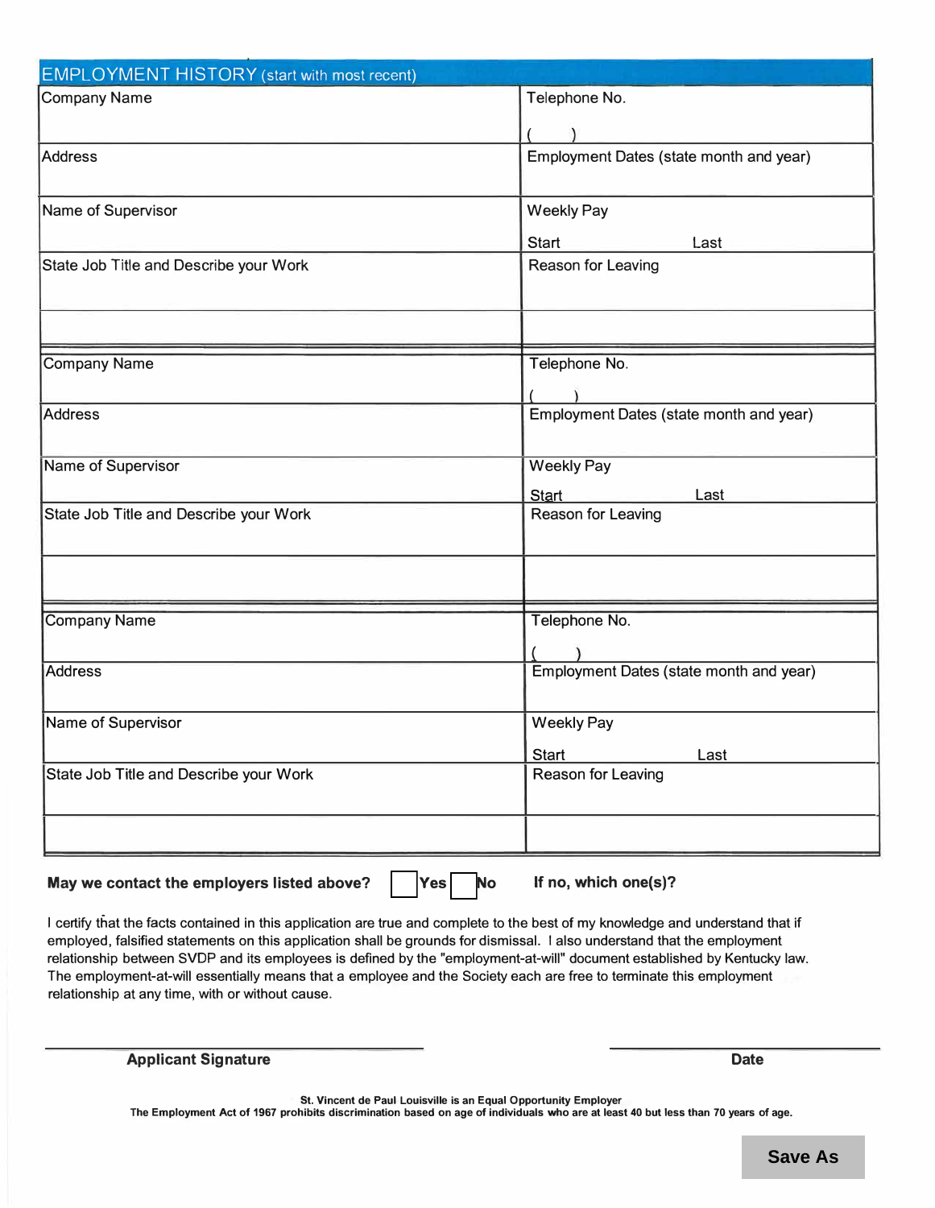## EMPLOYMENT HISTORY (start with most recent)

| | |
|---|---|
| Company Name | Telephone No. ( ) |
| Address | Employment Dates (state month and year) |
| Name of Supervisor | Weekly Pay<br>Start Last |
| State Job Title and Describe your Work | Reason for Leaving |
| | |

| | |
|---|---|
| Company Name | Telephone No. ( ) |
| Address | Employment Dates (state month and year) |
| Name of Supervisor | Weekly Pay<br>Start Last |
| State Job Title and Describe your Work | Reason for Leaving |
| | |

| | |
|---|---|
| Company Name | Telephone No. ( ) |
| Address | Employment Dates (state month and year) |
| Name of Supervisor | Weekly Pay<br>Start Last |
| State Job Title and Describe your Work | Reason for Leaving |
| | |

**May we contact the employers listed above?** ☐ **Yes** ☐ **No** **If no, which one(s)?**

I certify that the facts contained in this application are true and complete to the best of my knowledge and understand that if employed, falsified statements on this application shall be grounds for dismissal. I also understand that the employment relationship between SVDP and its employees is defined by the "employment-at-will" document established by Kentucky law. The employment-at-will essentially means that a employee and the Society each are free to terminate this employment relationship at any time, with or without cause.

**Applicant Signature** **Date**

**St. Vincent de Paul Louisville is an Equal Opportunity Employer**
**The Employment Act of 1967 prohibits discrimination based on age of individuals who are at least 40 but less than 70 years of age.**

Save As